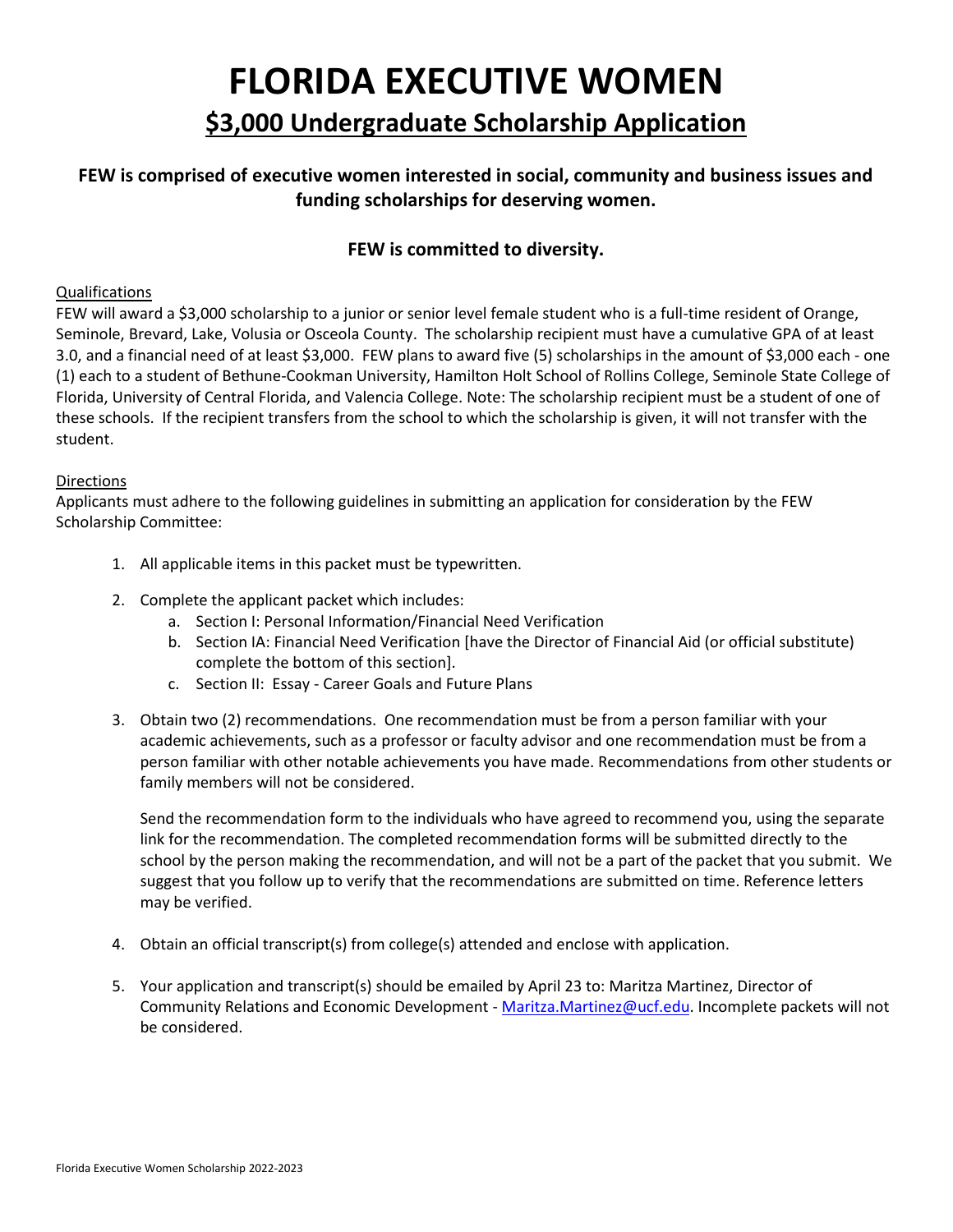# FLORIDA EXECUTIVE WOMEN

## $3,000 Undergraduate Scholarship Application

**FEW is comprised of executive women interested in social, community and business issues and funding scholarships for deserving women.**

**FEW is committed to diversity.**

Qualifications

FEW will award a $3,000 scholarship to a junior or senior level female student who is a full-time resident of Orange, Seminole, Brevard, Lake, Volusia or Osceola County. The scholarship recipient must have a cumulative GPA of at least 3.0, and a financial need of at least $3,000. FEW plans to award five (5) scholarships in the amount of $3,000 each - one (1) each to a student of Bethune-Cookman University, Hamilton Holt School of Rollins College, Seminole State College of Florida, University of Central Florida, and Valencia College. Note: The scholarship recipient must be a student of one of these schools. If the recipient transfers from the school to which the scholarship is given, it will not transfer with the student.

Directions

Applicants must adhere to the following guidelines in submitting an application for consideration by the FEW Scholarship Committee:

1. All applicable items in this packet must be typewritten.

2. Complete the applicant packet which includes:
   a. Section I: Personal Information/Financial Need Verification
   b. Section IA: Financial Need Verification [have the Director of Financial Aid (or official substitute) complete the bottom of this section].
   c. Section II: Essay - Career Goals and Future Plans

3. Obtain two (2) recommendations. One recommendation must be from a person familiar with your academic achievements, such as a professor or faculty advisor and one recommendation must be from a person familiar with other notable achievements you have made. Recommendations from other students or family members will not be considered.

   Send the recommendation form to the individuals who have agreed to recommend you, using the separate link for the recommendation. The completed recommendation forms will be submitted directly to the school by the person making the recommendation, and will not be a part of the packet that you submit. We suggest that you follow up to verify that the recommendations are submitted on time. Reference letters may be verified.

4. Obtain an official transcript(s) from college(s) attended and enclose with application.

5. Your application and transcript(s) should be emailed by April 23 to: Maritza Martinez, Director of Community Relations and Economic Development - Maritza.Martinez@ucf.edu. Incomplete packets will not be considered.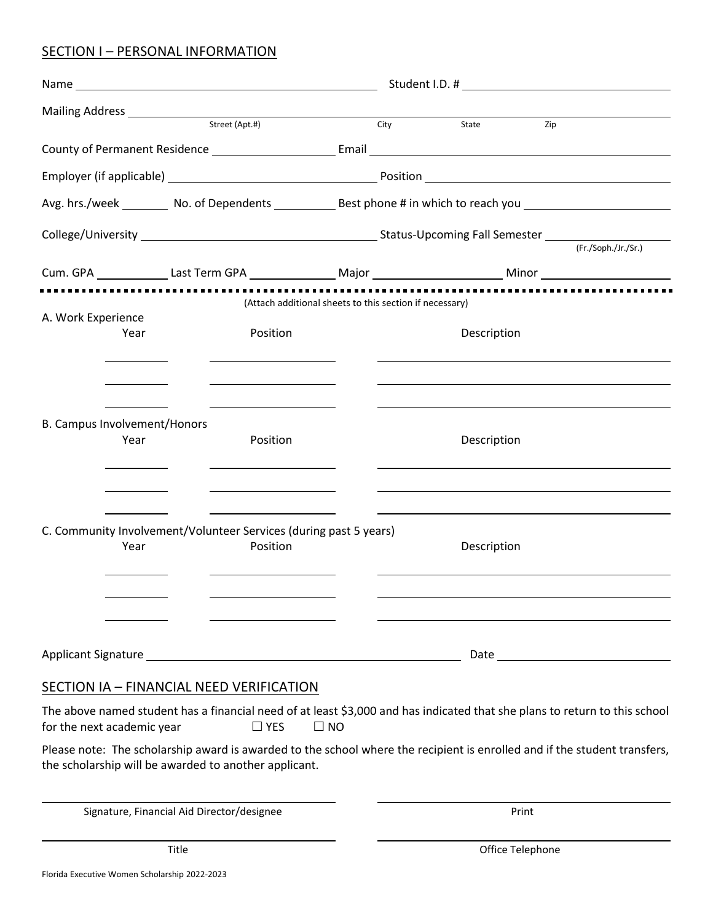## SECTION I – PERSONAL INFORMATION

Name ______________________ Student I.D. # ______________________

Mailing Address ______________________
Street (Apt.#) City State Zip

County of Permanent Residence ______________ Email ______________________

Employer (if applicable) ______________________ Position ______________________

Avg. hrs./week ________ No. of Dependents ________ Best phone # in which to reach you ______________

College/University ______________________ Status-Upcoming Fall Semester ______________
(Fr./Soph./Jr./Sr.)

Cum. GPA ________ Last Term GPA ________ Major ______________ Minor ______________

(Attach additional sheets to this section if necessary)

A. Work Experience

| Year | Position | Description |
|---|---|---|
| | | |
| | | |
| | | |

B. Campus Involvement/Honors

| Year | Position | Description |
|---|---|---|
| | | |
| | | |
| | | |

C. Community Involvement/Volunteer Services (during past 5 years)

| Year | Position | Description |
|---|---|---|
| | | |
| | | |
| | | |

Applicant Signature ______________________ Date ______________

## SECTION IA – FINANCIAL NEED VERIFICATION

The above named student has a financial need of at least $3,000 and has indicated that she plans to return to this school for the next academic year ☐ YES ☐ NO

Please note: The scholarship award is awarded to the school where the recipient is enrolled and if the student transfers, the scholarship will be awarded to another applicant.

______________________ ______________________
Signature, Financial Aid Director/designee Print

______________________ ______________________
Title Office Telephone

Florida Executive Women Scholarship 2022-2023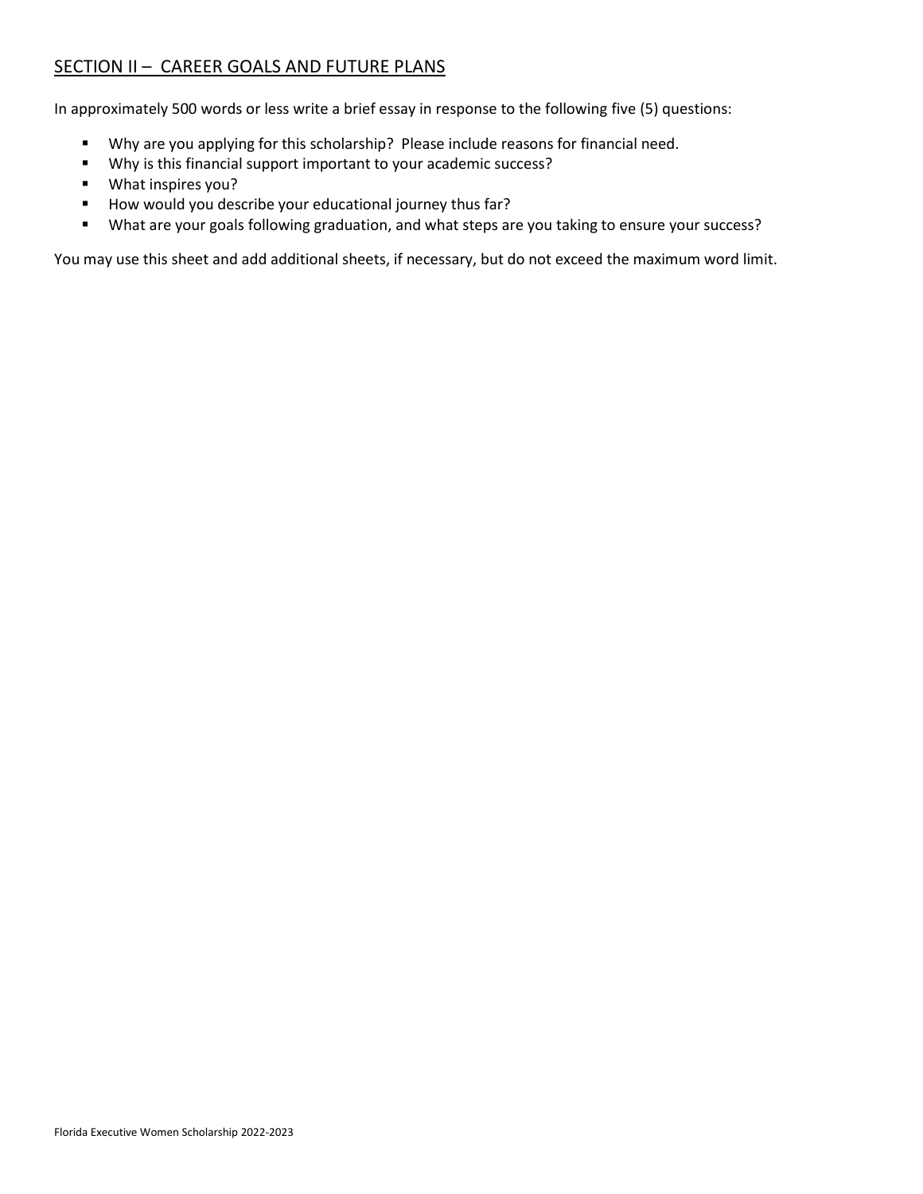## SECTION II – CAREER GOALS AND FUTURE PLANS

In approximately 500 words or less write a brief essay in response to the following five (5) questions:

- Why are you applying for this scholarship? Please include reasons for financial need.
- Why is this financial support important to your academic success?
- What inspires you?
- How would you describe your educational journey thus far?
- What are your goals following graduation, and what steps are you taking to ensure your success?

You may use this sheet and add additional sheets, if necessary, but do not exceed the maximum word limit.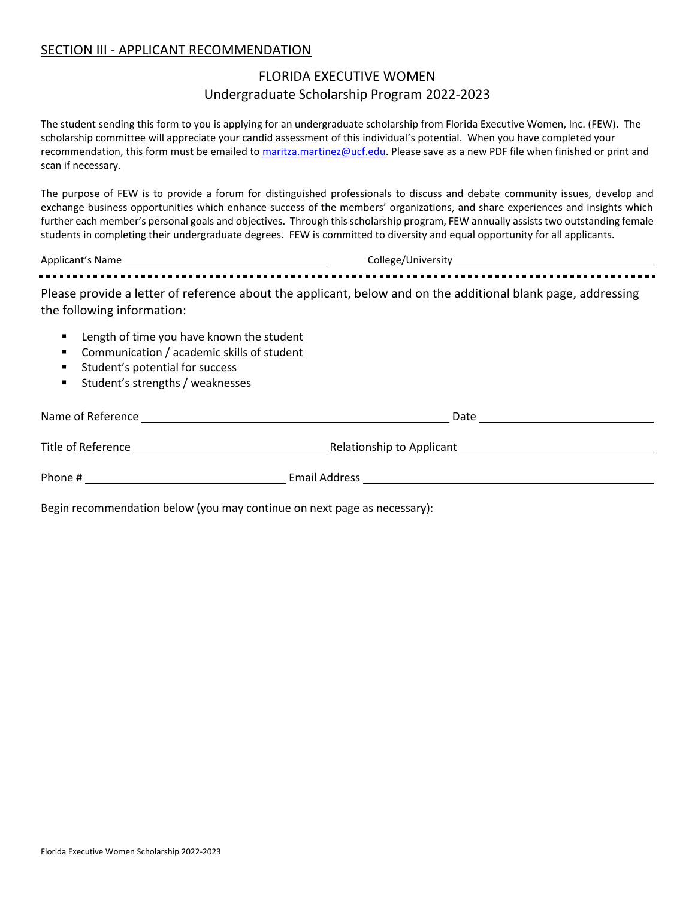## SECTION III - APPLICANT RECOMMENDATION

FLORIDA EXECUTIVE WOMEN
Undergraduate Scholarship Program 2022-2023

The student sending this form to you is applying for an undergraduate scholarship from Florida Executive Women, Inc. (FEW). The scholarship committee will appreciate your candid assessment of this individual's potential. When you have completed your recommendation, this form must be emailed to maritza.martinez@ucf.edu. Please save as a new PDF file when finished or print and scan if necessary.

The purpose of FEW is to provide a forum for distinguished professionals to discuss and debate community issues, develop and exchange business opportunities which enhance success of the members' organizations, and share experiences and insights which further each member's personal goals and objectives. Through this scholarship program, FEW annually assists two outstanding female students in completing their undergraduate degrees. FEW is committed to diversity and equal opportunity for all applicants.

Applicant's Name ______________________ College/University ______________________

---

Please provide a letter of reference about the applicant, below and on the additional blank page, addressing the following information:

- Length of time you have known the student
- Communication / academic skills of student
- Student's potential for success
- Student's strengths / weaknesses

Name of Reference ______________________ Date ______________________

Title of Reference ______________________ Relationship to Applicant ______________________

Phone # ______________________ Email Address ______________________

Begin recommendation below (you may continue on next page as necessary):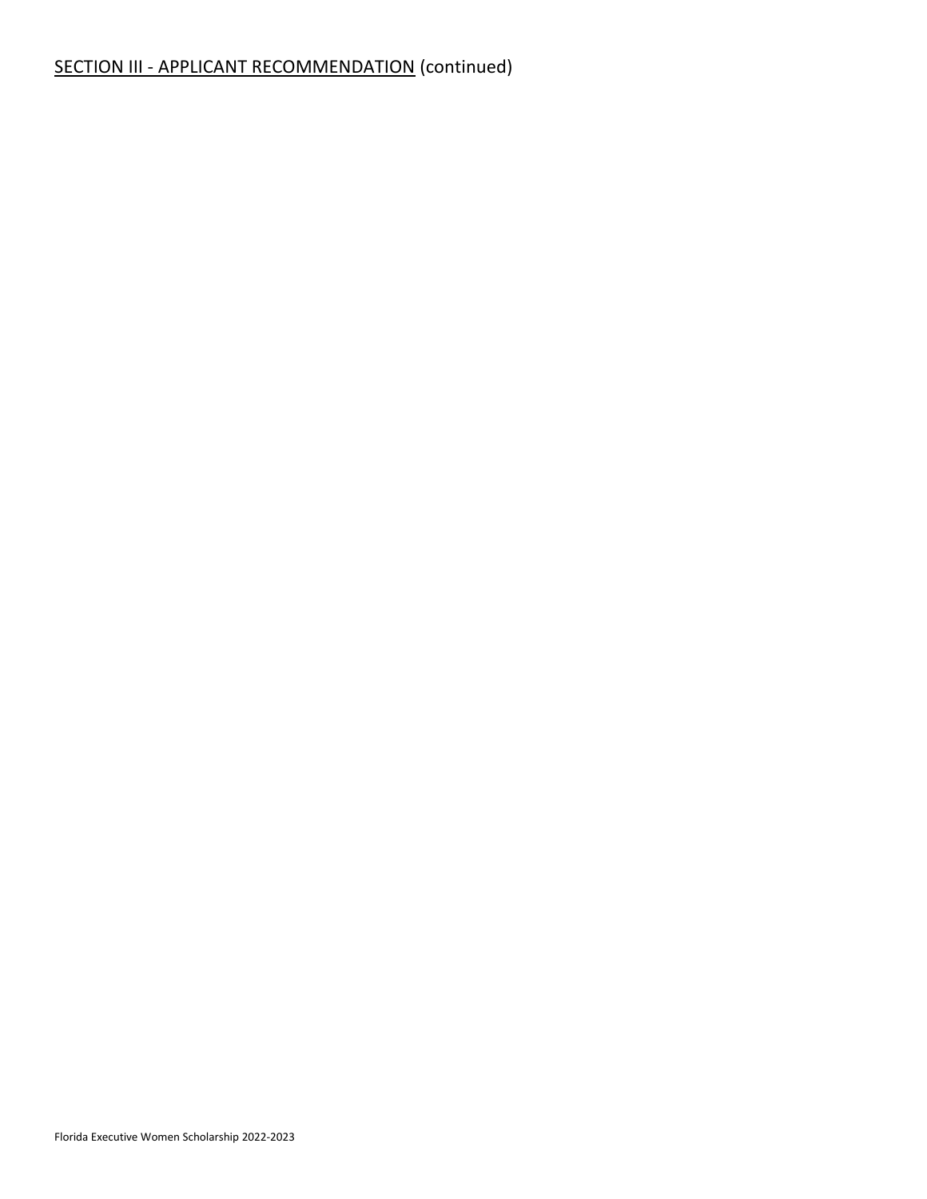SECTION III - APPLICANT RECOMMENDATION (continued)